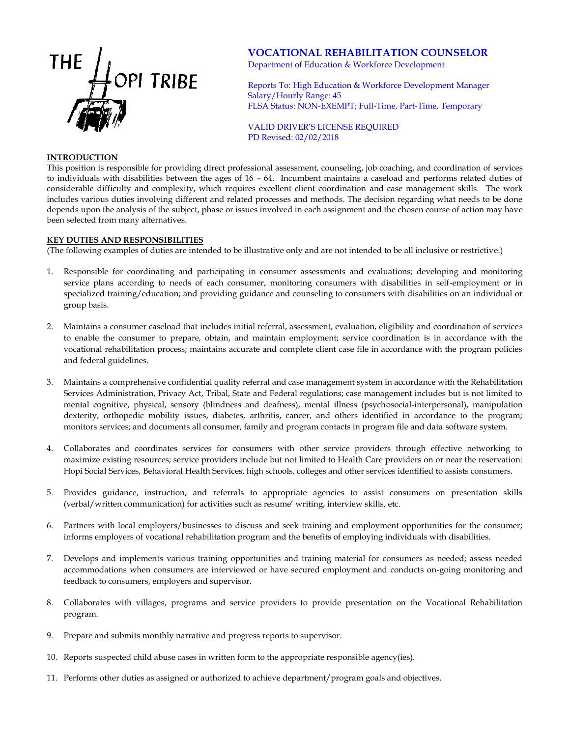THE HOPI TRIBE

# VOCATIONAL REHABILITATION COUNSELOR

Department of Education & Workforce Development

Reports To: High Education & Workforce Development Manager
Salary/Hourly Range: 45
FLSA Status: NON-EXEMPT; Full-Time, Part-Time, Temporary

VALID DRIVER'S LICENSE REQUIRED
PD Revised: 02/02/2018

## INTRODUCTION

This position is responsible for providing direct professional assessment, counseling, job coaching, and coordination of services to individuals with disabilities between the ages of 16 – 64. Incumbent maintains a caseload and performs related duties of considerable difficulty and complexity, which requires excellent client coordination and case management skills. The work includes various duties involving different and related processes and methods. The decision regarding what needs to be done depends upon the analysis of the subject, phase or issues involved in each assignment and the chosen course of action may have been selected from many alternatives.

## KEY DUTIES AND RESPONSIBILITIES

(The following examples of duties are intended to be illustrative only and are not intended to be all inclusive or restrictive.)

1. Responsible for coordinating and participating in consumer assessments and evaluations; developing and monitoring service plans according to needs of each consumer, monitoring consumers with disabilities in self-employment or in specialized training/education; and providing guidance and counseling to consumers with disabilities on an individual or group basis.

2. Maintains a consumer caseload that includes initial referral, assessment, evaluation, eligibility and coordination of services to enable the consumer to prepare, obtain, and maintain employment; service coordination is in accordance with the vocational rehabilitation process; maintains accurate and complete client case file in accordance with the program policies and federal guidelines.

3. Maintains a comprehensive confidential quality referral and case management system in accordance with the Rehabilitation Services Administration, Privacy Act, Tribal, State and Federal regulations; case management includes but is not limited to mental cognitive, physical, sensory (blindness and deafness), mental illness (psychosocial-interpersonal), manipulation dexterity, orthopedic mobility issues, diabetes, arthritis, cancer, and others identified in accordance to the program; monitors services; and documents all consumer, family and program contacts in program file and data software system.

4. Collaborates and coordinates services for consumers with other service providers through effective networking to maximize existing resources; service providers include but not limited to Health Care providers on or near the reservation: Hopi Social Services, Behavioral Health Services, high schools, colleges and other services identified to assists consumers.

5. Provides guidance, instruction, and referrals to appropriate agencies to assist consumers on presentation skills (verbal/written communication) for activities such as resume' writing, interview skills, etc.

6. Partners with local employers/businesses to discuss and seek training and employment opportunities for the consumer; informs employers of vocational rehabilitation program and the benefits of employing individuals with disabilities.

7. Develops and implements various training opportunities and training material for consumers as needed; assess needed accommodations when consumers are interviewed or have secured employment and conducts on-going monitoring and feedback to consumers, employers and supervisor.

8. Collaborates with villages, programs and service providers to provide presentation on the Vocational Rehabilitation program.

9. Prepare and submits monthly narrative and progress reports to supervisor.

10. Reports suspected child abuse cases in written form to the appropriate responsible agency(ies).

11. Performs other duties as assigned or authorized to achieve department/program goals and objectives.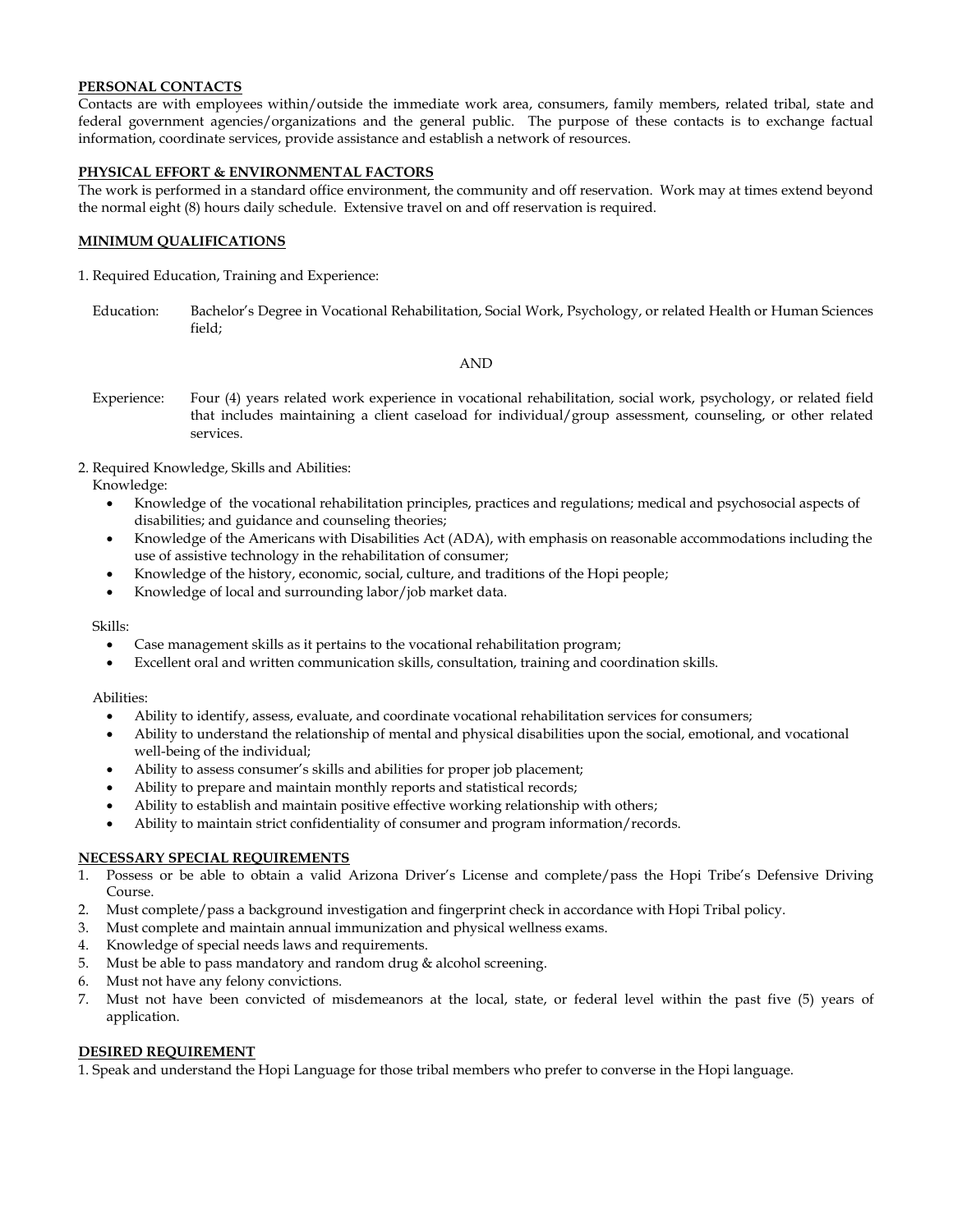**PERSONAL CONTACTS**

Contacts are with employees within/outside the immediate work area, consumers, family members, related tribal, state and federal government agencies/organizations and the general public. The purpose of these contacts is to exchange factual information, coordinate services, provide assistance and establish a network of resources.

**PHYSICAL EFFORT & ENVIRONMENTAL FACTORS**

The work is performed in a standard office environment, the community and off reservation. Work may at times extend beyond the normal eight (8) hours daily schedule. Extensive travel on and off reservation is required.

**MINIMUM QUALIFICATIONS**

1. Required Education, Training and Experience:

Education: Bachelor's Degree in Vocational Rehabilitation, Social Work, Psychology, or related Health or Human Sciences field;

AND

Experience: Four (4) years related work experience in vocational rehabilitation, social work, psychology, or related field that includes maintaining a client caseload for individual/group assessment, counseling, or other related services.

2. Required Knowledge, Skills and Abilities:

Knowledge:

- Knowledge of the vocational rehabilitation principles, practices and regulations; medical and psychosocial aspects of disabilities; and guidance and counseling theories;
- Knowledge of the Americans with Disabilities Act (ADA), with emphasis on reasonable accommodations including the use of assistive technology in the rehabilitation of consumer;
- Knowledge of the history, economic, social, culture, and traditions of the Hopi people;
- Knowledge of local and surrounding labor/job market data.

Skills:

- Case management skills as it pertains to the vocational rehabilitation program;
- Excellent oral and written communication skills, consultation, training and coordination skills.

Abilities:

- Ability to identify, assess, evaluate, and coordinate vocational rehabilitation services for consumers;
- Ability to understand the relationship of mental and physical disabilities upon the social, emotional, and vocational well-being of the individual;
- Ability to assess consumer's skills and abilities for proper job placement;
- Ability to prepare and maintain monthly reports and statistical records;
- Ability to establish and maintain positive effective working relationship with others;
- Ability to maintain strict confidentiality of consumer and program information/records.

**NECESSARY SPECIAL REQUIREMENTS**

1. Possess or be able to obtain a valid Arizona Driver's License and complete/pass the Hopi Tribe's Defensive Driving Course.
2. Must complete/pass a background investigation and fingerprint check in accordance with Hopi Tribal policy.
3. Must complete and maintain annual immunization and physical wellness exams.
4. Knowledge of special needs laws and requirements.
5. Must be able to pass mandatory and random drug & alcohol screening.
6. Must not have any felony convictions.
7. Must not have been convicted of misdemeanors at the local, state, or federal level within the past five (5) years of application.

**DESIRED REQUIREMENT**

1. Speak and understand the Hopi Language for those tribal members who prefer to converse in the Hopi language.